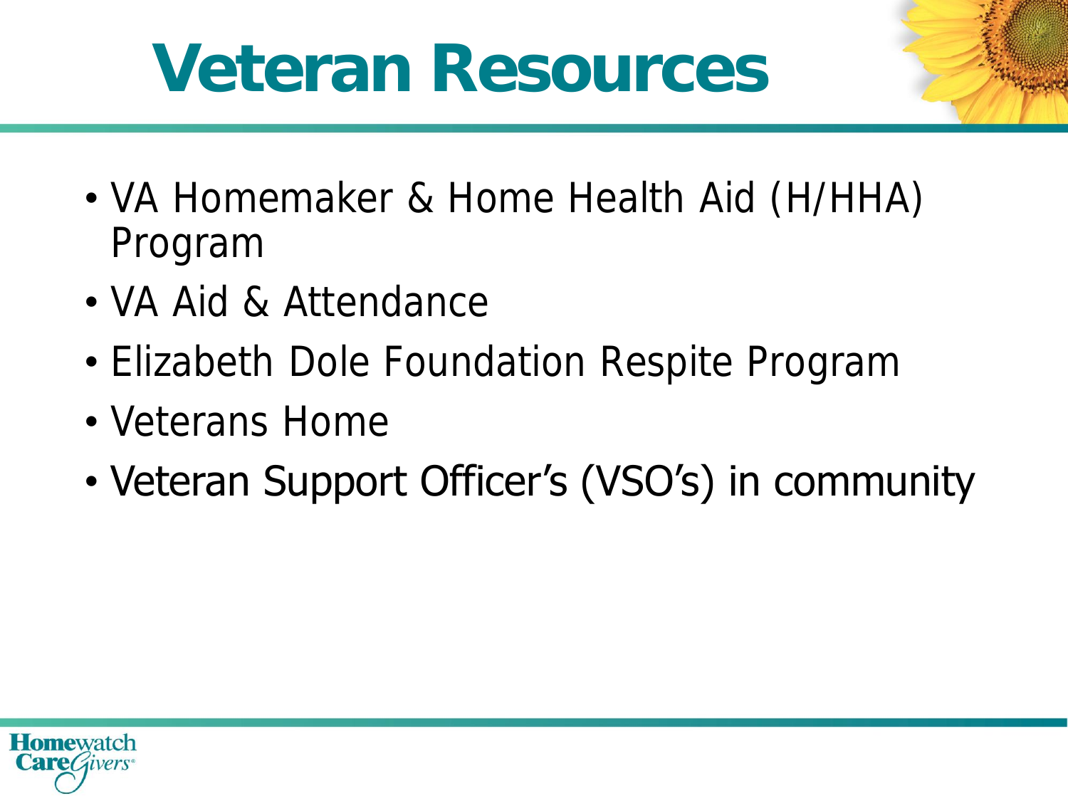# Veteran Resources

- VA Homemaker & Home Health Aid (H/HHA) Program
- VA Aid & Attendance
- Elizabeth Dole Foundation Respite Program
- Veterans Home
- Veteran Support Officer's (VSO's) in community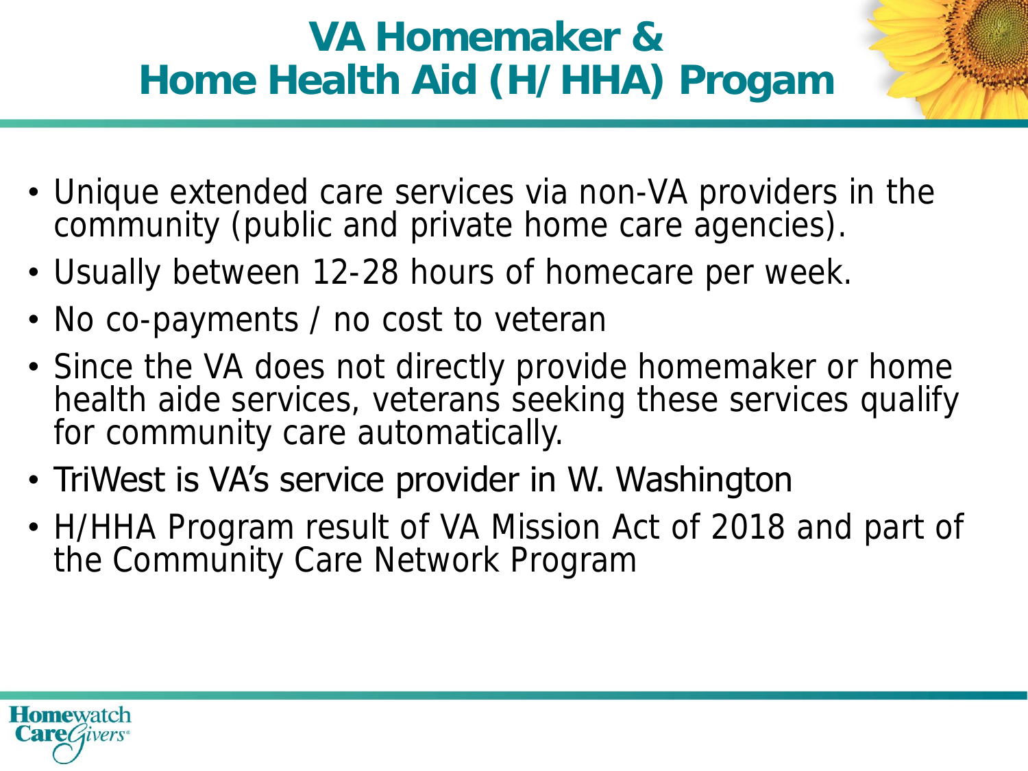# VA Homemaker & Home Health Aid (H/HHA) Progam

- Unique extended care services via non-VA providers in the community (public and private home care agencies).
- Usually between 12-28 hours of homecare per week.
- No co-payments / no cost to veteran
- Since the VA does not directly provide homemaker or home health aide services, veterans seeking these services qualify for community care automatically.
- TriWest is VA's service provider in W. Washington
- H/HHA Program result of VA Mission Act of 2018 and part of the Community Care Network Program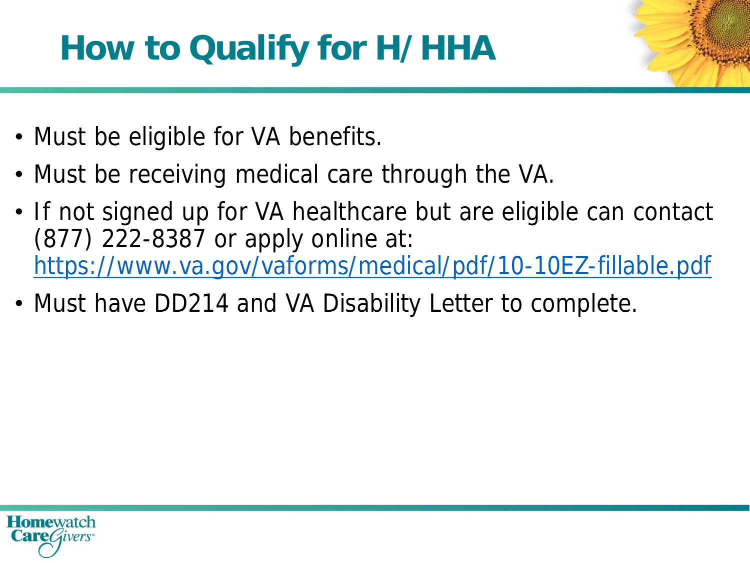# How to Qualify for H/HHA

- Must be eligible for VA benefits.
- Must be receiving medical care through the VA.
- If not signed up for VA healthcare but are eligible can contact (877) 222-8387 or apply online at: https://www.va.gov/vaforms/medical/pdf/10-10EZ-fillable.pdf
- Must have DD214 and VA Disability Letter to complete.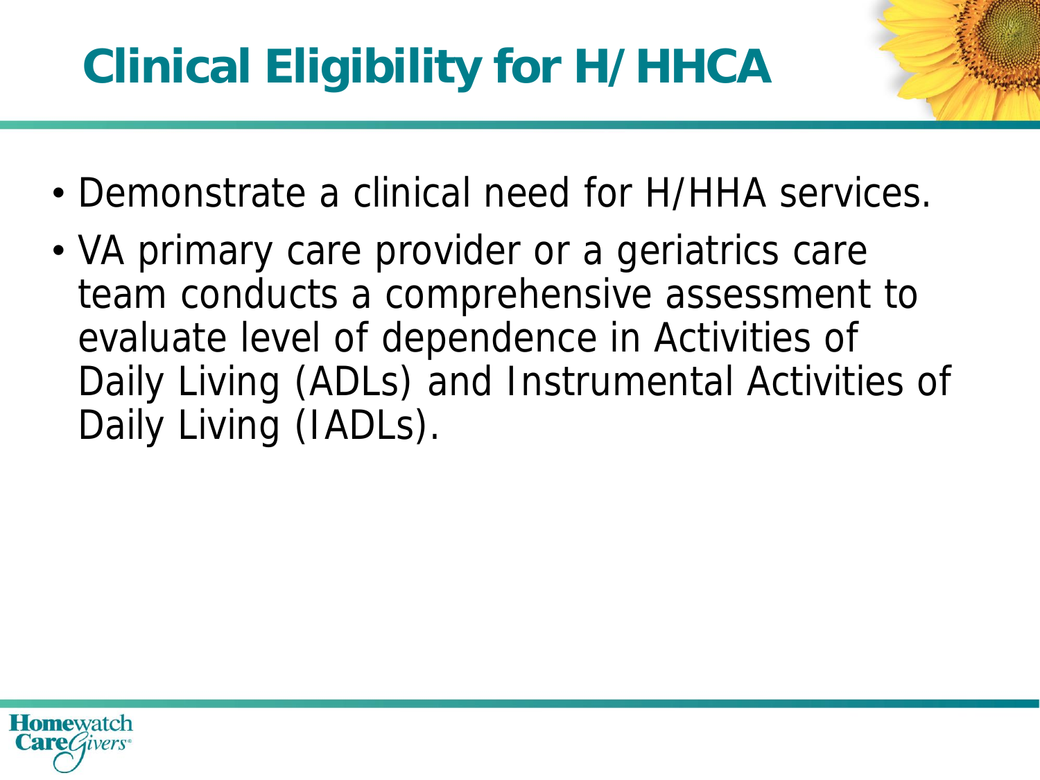# Clinical Eligibility for H/HHCA

- Demonstrate a clinical need for H/HHA services.
- VA primary care provider or a geriatrics care team conducts a comprehensive assessment to evaluate level of dependence in Activities of Daily Living (ADLs) and Instrumental Activities of Daily Living (IADLs).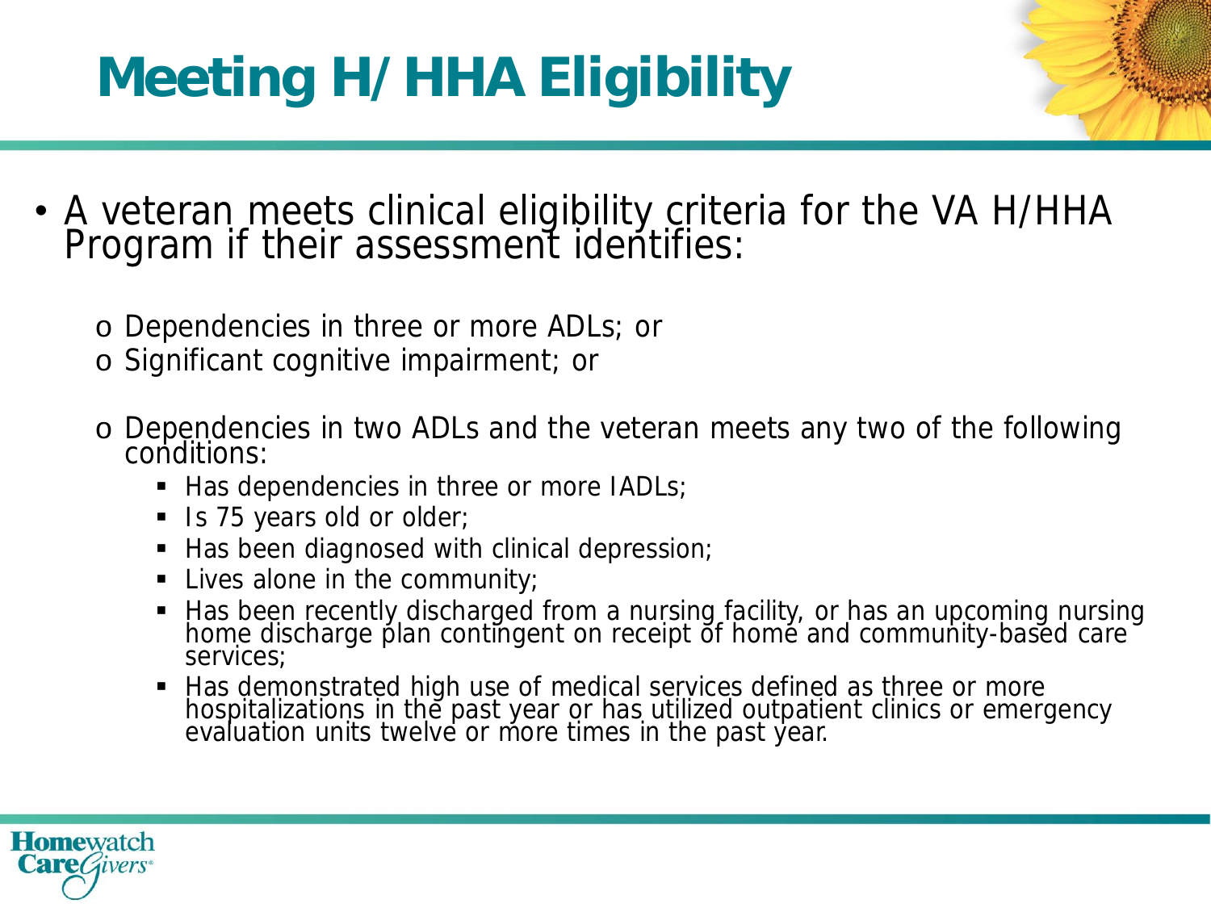# Meeting H/HHA Eligibility

- A veteran meets clinical eligibility criteria for the VA H/HHA Program if their assessment identifies:
  - Dependencies in three or more ADLs; or
  - Significant cognitive impairment; or
  - Dependencies in two ADLs and the veteran meets any two of the following conditions:
    - Has dependencies in three or more IADLs;
    - Is 75 years old or older;
    - Has been diagnosed with clinical depression;
    - Lives alone in the community;
    - Has been recently discharged from a nursing facility, or has an upcoming nursing home discharge plan contingent on receipt of home and community-based care services;
    - Has demonstrated high use of medical services defined as three or more hospitalizations in the past year or has utilized outpatient clinics or emergency evaluation units twelve or more times in the past year.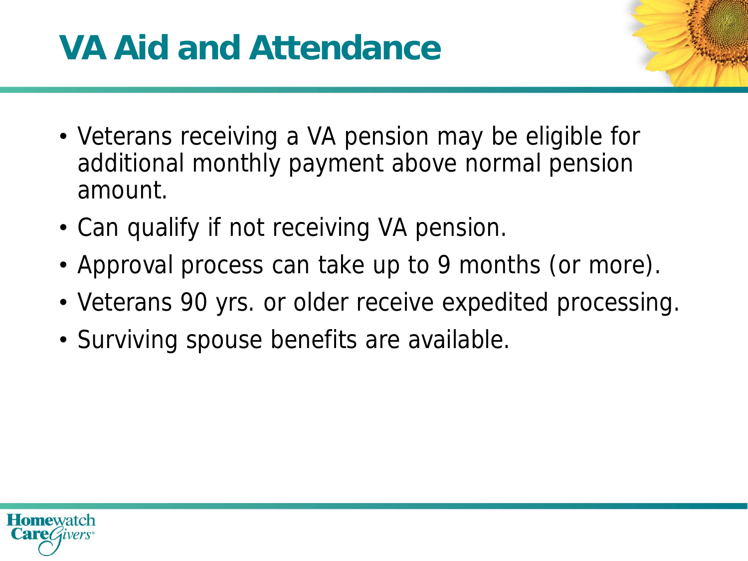# VA Aid and Attendance

- Veterans receiving a VA pension may be eligible for additional monthly payment above normal pension amount.
- Can qualify if not receiving VA pension.
- Approval process can take up to 9 months (or more).
- Veterans 90 yrs. or older receive expedited processing.
- Surviving spouse benefits are available.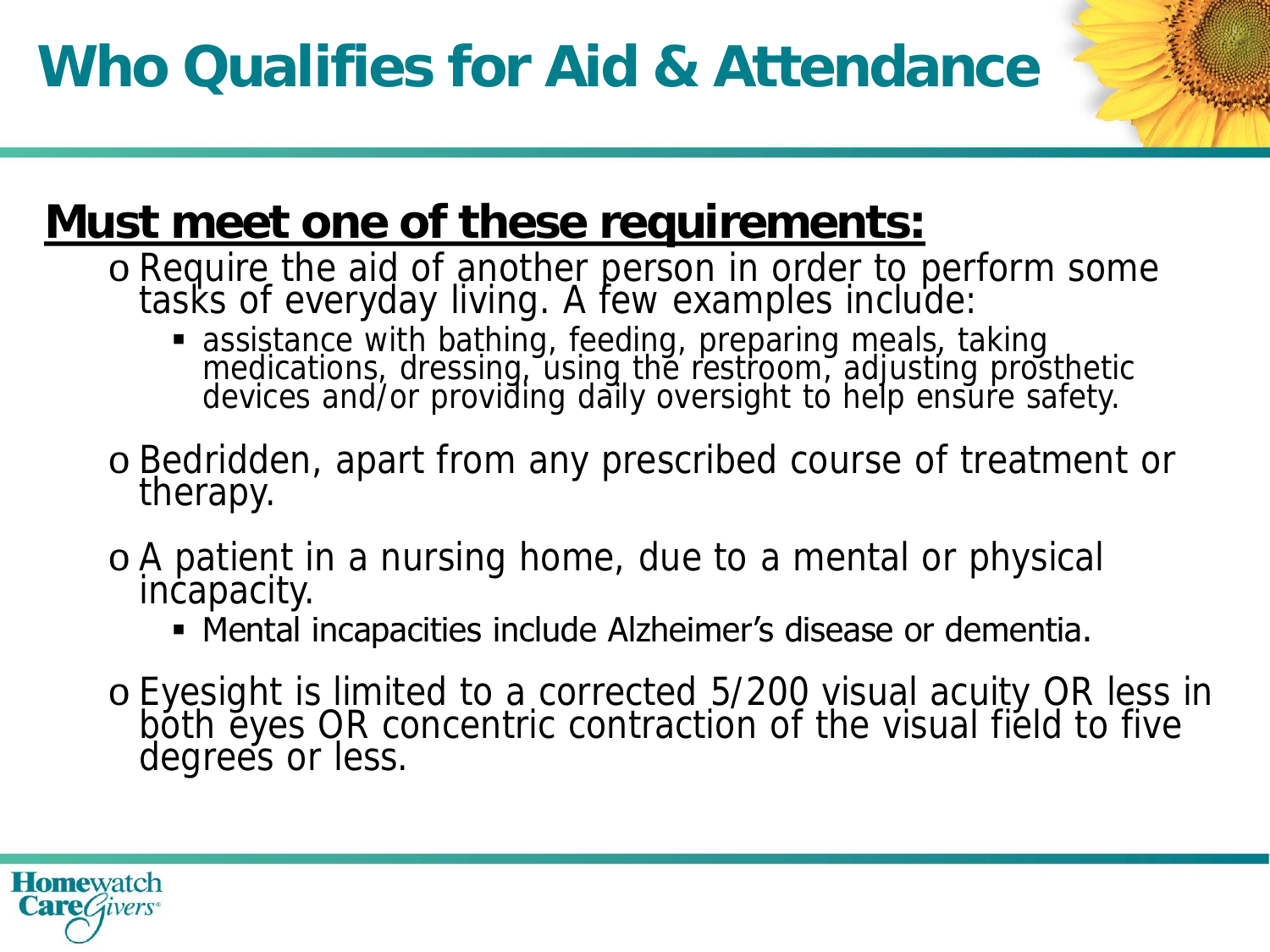# Who Qualifies for Aid & Attendance

**Must meet one of these requirements:**

- Require the aid of another person in order to perform some tasks of everyday living. A few examples include:
  - assistance with bathing, feeding, preparing meals, taking medications, dressing, using the restroom, adjusting prosthetic devices and/or providing daily oversight to help ensure safety.
- Bedridden, apart from any prescribed course of treatment or therapy.
- A patient in a nursing home, due to a mental or physical incapacity.
  - Mental incapacities include Alzheimer's disease or dementia.
- Eyesight is limited to a corrected 5/200 visual acuity OR less in both eyes OR concentric contraction of the visual field to five degrees or less.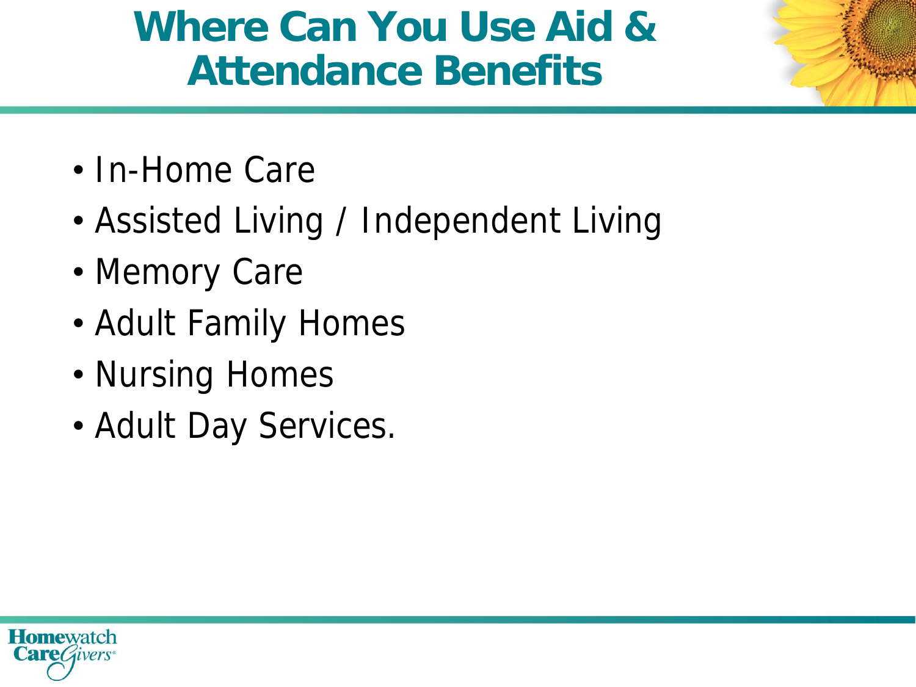# Where Can You Use Aid & Attendance Benefits

- In-Home Care
- Assisted Living / Independent Living
- Memory Care
- Adult Family Homes
- Nursing Homes
- Adult Day Services.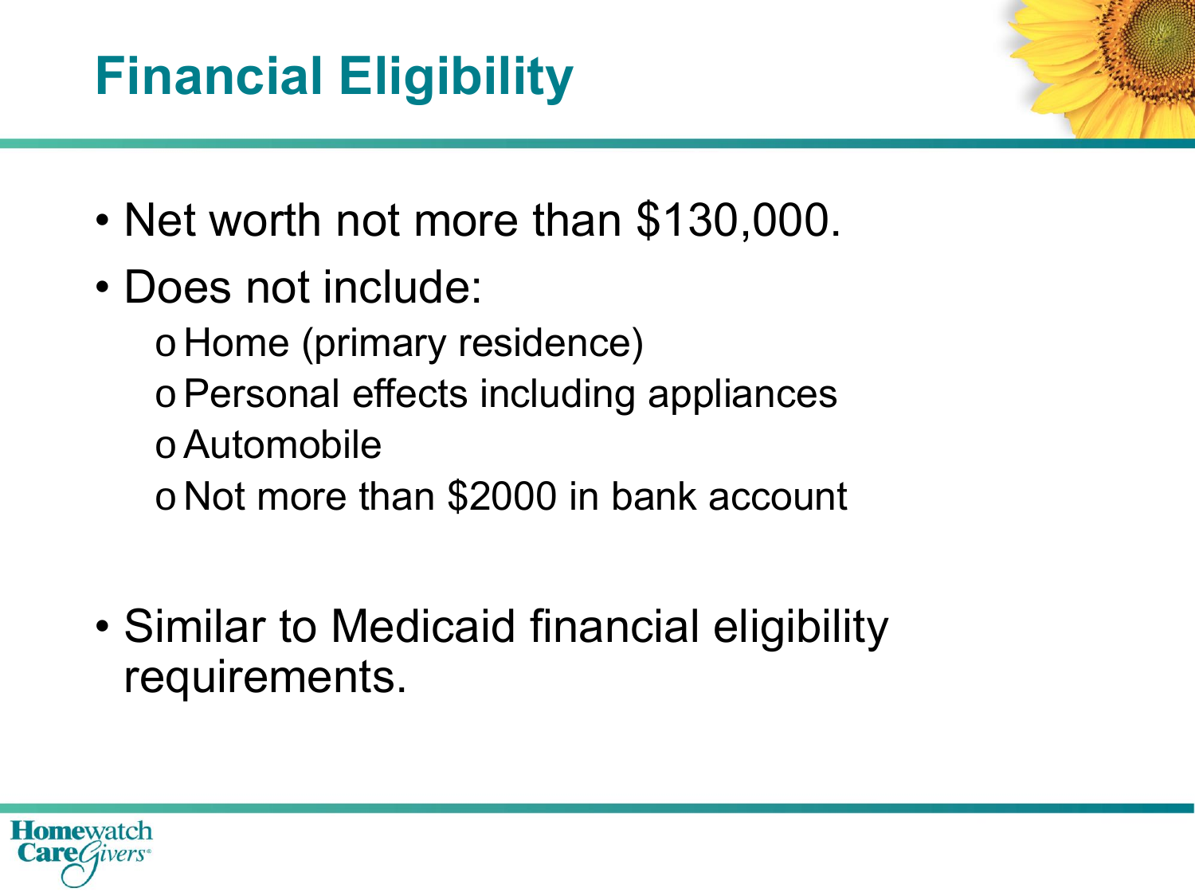# Financial Eligibility

- Net worth not more than $130,000.
- Does not include:
  - Home (primary residence)
  - Personal effects including appliances
  - Automobile
  - Not more than $2000 in bank account

- Similar to Medicaid financial eligibility requirements.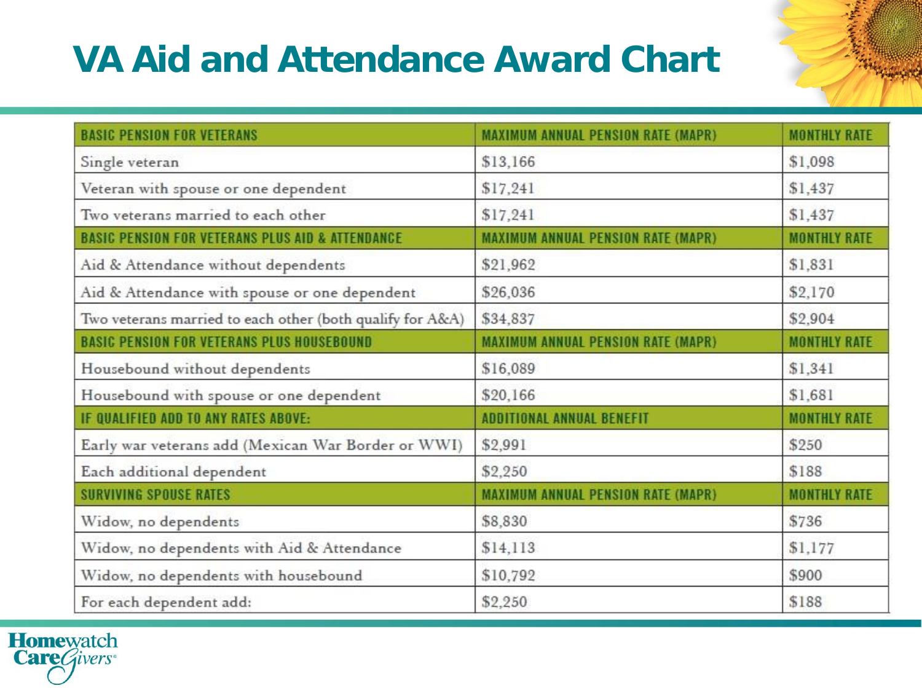# VA Aid and Attendance Award Chart

| BASIC PENSION FOR VETERANS | MAXIMUM ANNUAL PENSION RATE (MAPR) | MONTHLY RATE |
| --- | --- | --- |
| Single veteran | $13,166 | $1,098 |
| Veteran with spouse or one dependent | $17,241 | $1,437 |
| Two veterans married to each other | $17,241 | $1,437 |
| **BASIC PENSION FOR VETERANS PLUS AID & ATTENDANCE** | **MAXIMUM ANNUAL PENSION RATE (MAPR)** | **MONTHLY RATE** |
| Aid & Attendance without dependents | $21,962 | $1,831 |
| Aid & Attendance with spouse or one dependent | $26,036 | $2,170 |
| Two veterans married to each other (both qualify for A&A) | $34,837 | $2,904 |
| **BASIC PENSION FOR VETERANS PLUS HOUSEBOUND** | **MAXIMUM ANNUAL PENSION RATE (MAPR)** | **MONTHLY RATE** |
| Housebound without dependents | $16,089 | $1,341 |
| Housebound with spouse or one dependent | $20,166 | $1,681 |
| **IF QUALIFIED ADD TO ANY RATES ABOVE:** | **ADDITIONAL ANNUAL BENEFIT** | **MONTHLY RATE** |
| Early war veterans add (Mexican War Border or WWI) | $2,991 | $250 |
| Each additional dependent | $2,250 | $188 |
| **SURVIVING SPOUSE RATES** | **MAXIMUM ANNUAL PENSION RATE (MAPR)** | **MONTHLY RATE** |
| Widow, no dependents | $8,830 | $736 |
| Widow, no dependents with Aid & Attendance | $14,113 | $1,177 |
| Widow, no dependents with housebound | $10,792 | $900 |
| For each dependent add: | $2,250 | $188 |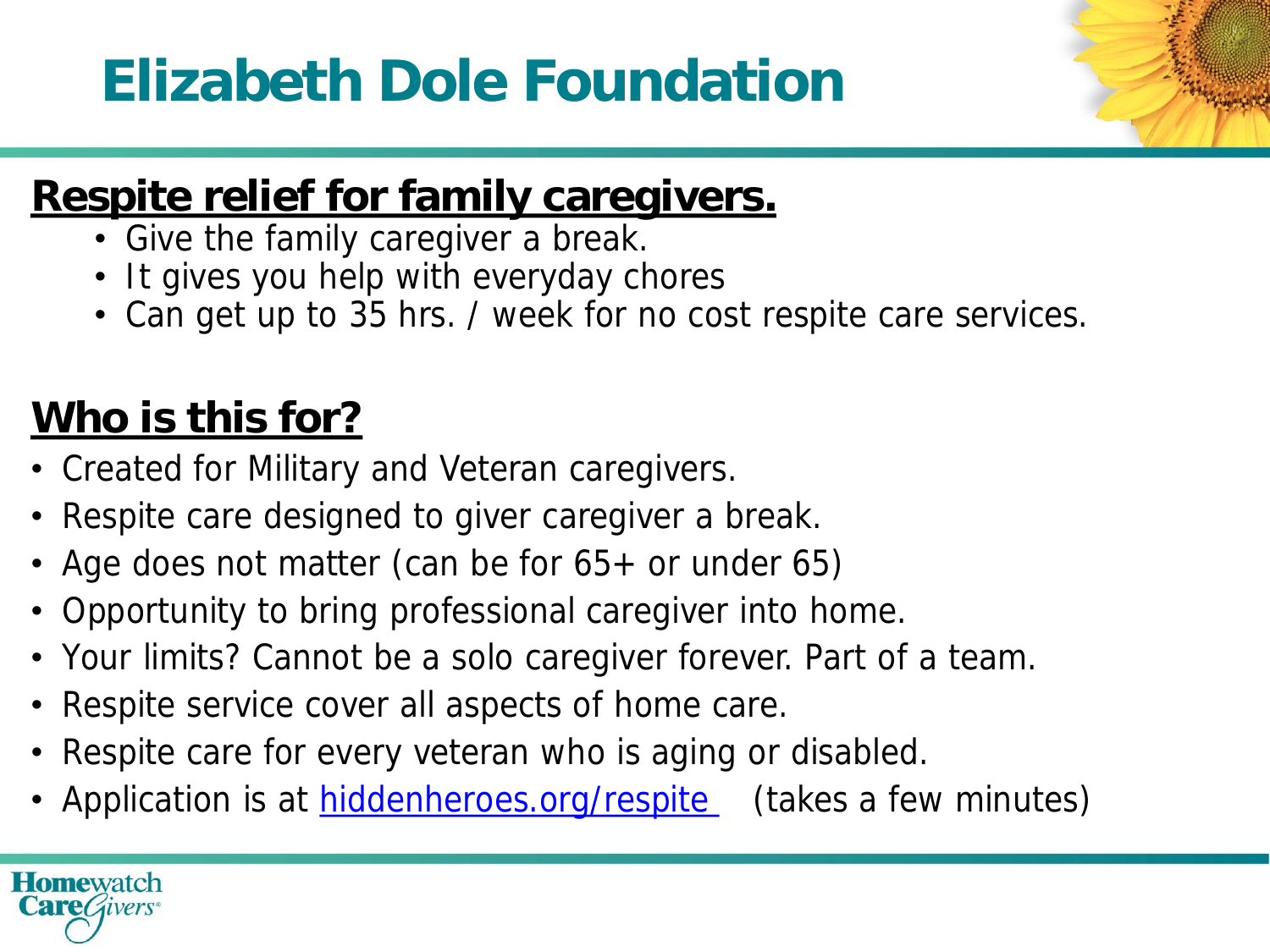# Elizabeth Dole Foundation

**Respite relief for family caregivers.**

- Give the family caregiver a break.
- It gives you help with everyday chores
- Can get up to 35 hrs. / week for no cost respite care services.

**Who is this for?**

- Created for Military and Veteran caregivers.
- Respite care designed to giver caregiver a break.
- Age does not matter (can be for 65+ or under 65)
- Opportunity to bring professional caregiver into home.
- Your limits? Cannot be a solo caregiver forever. Part of a team.
- Respite service cover all aspects of home care.
- Respite care for every veteran who is aging or disabled.
- Application is at hiddenheroes.org/respite (takes a few minutes)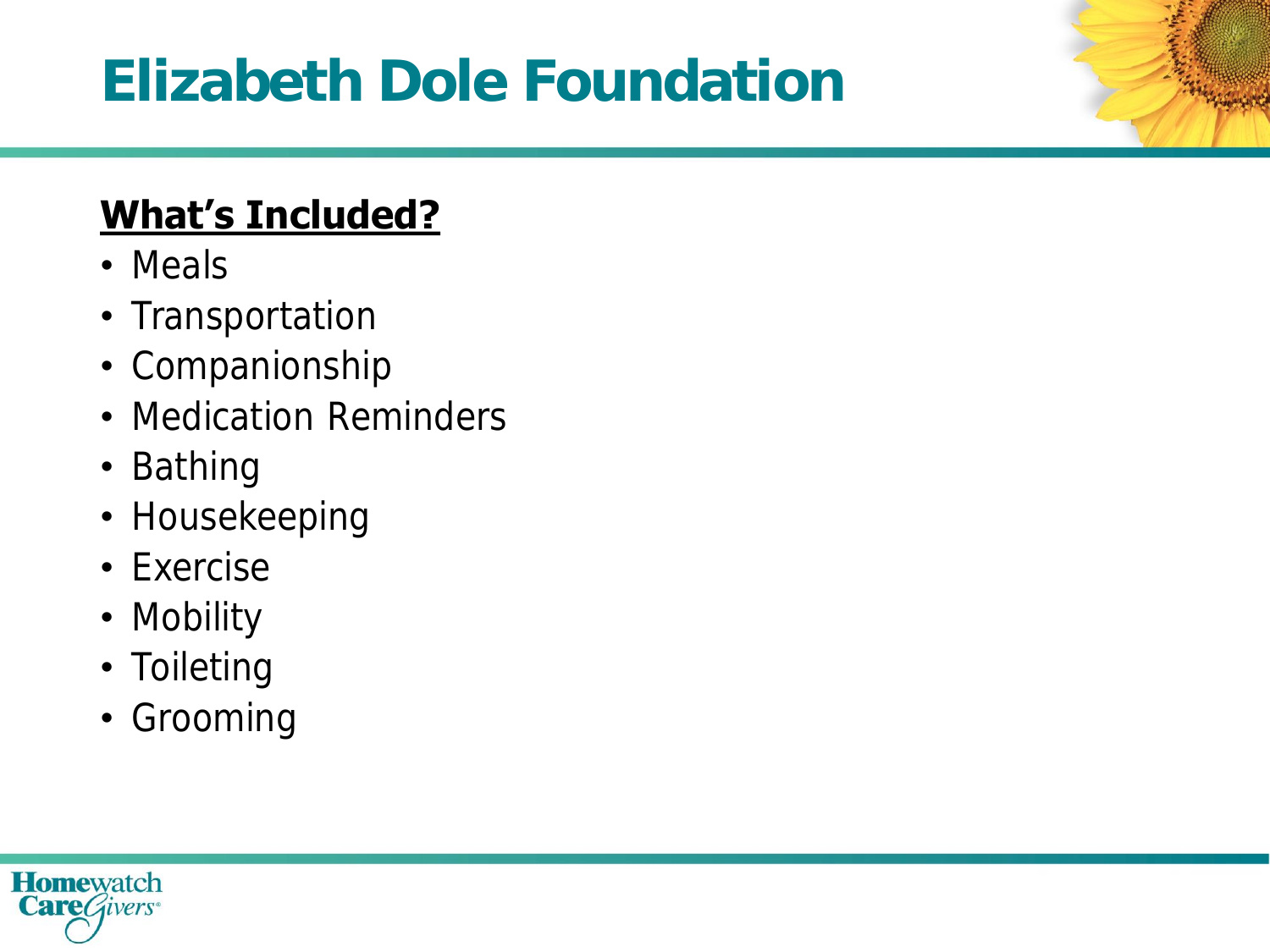# Elizabeth Dole Foundation

**What's Included?**

- Meals
- Transportation
- Companionship
- Medication Reminders
- Bathing
- Housekeeping
- Exercise
- Mobility
- Toileting
- Grooming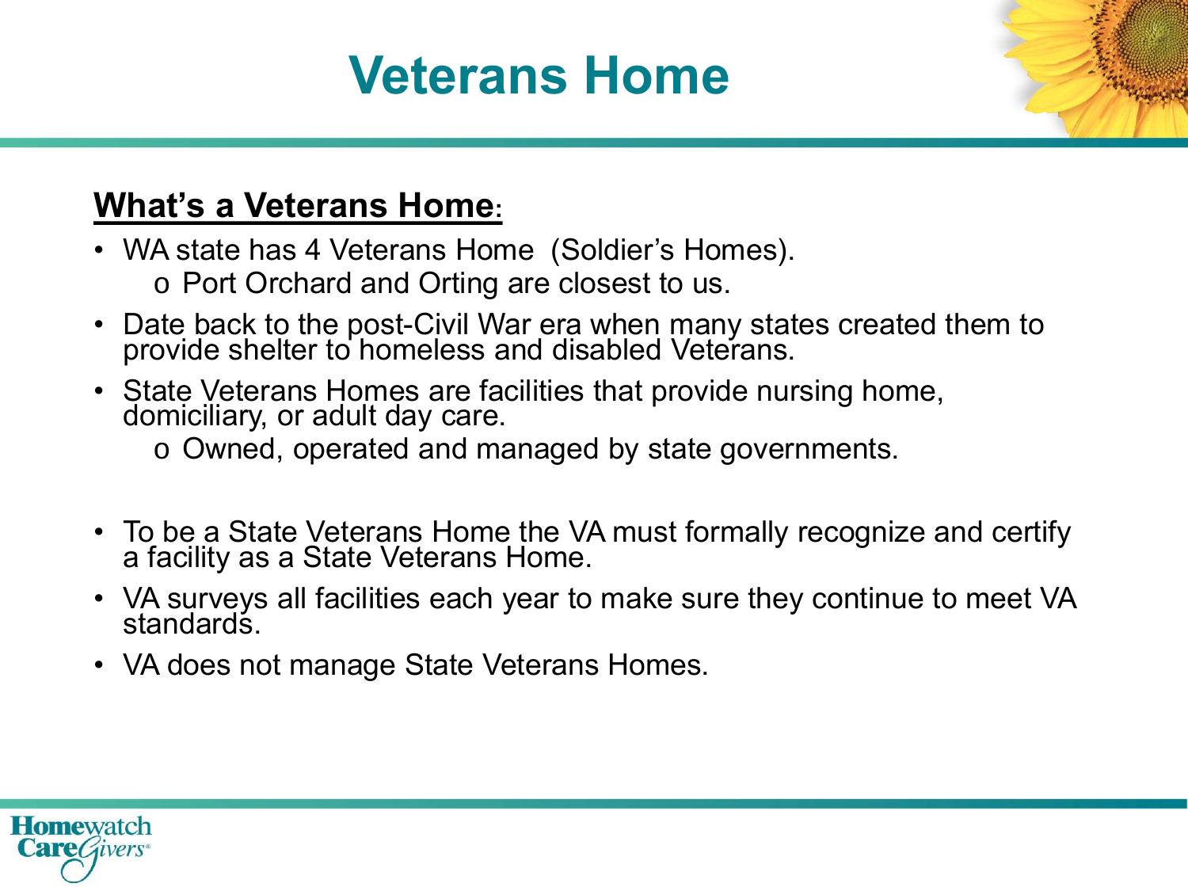# Veterans Home

**What's a Veterans Home:**

- WA state has 4 Veterans Home (Soldier's Homes).
  - Port Orchard and Orting are closest to us.
- Date back to the post-Civil War era when many states created them to provide shelter to homeless and disabled Veterans.
- State Veterans Homes are facilities that provide nursing home, domiciliary, or adult day care.
  - Owned, operated and managed by state governments.

- To be a State Veterans Home the VA must formally recognize and certify a facility as a State Veterans Home.
- VA surveys all facilities each year to make sure they continue to meet VA standards.
- VA does not manage State Veterans Homes.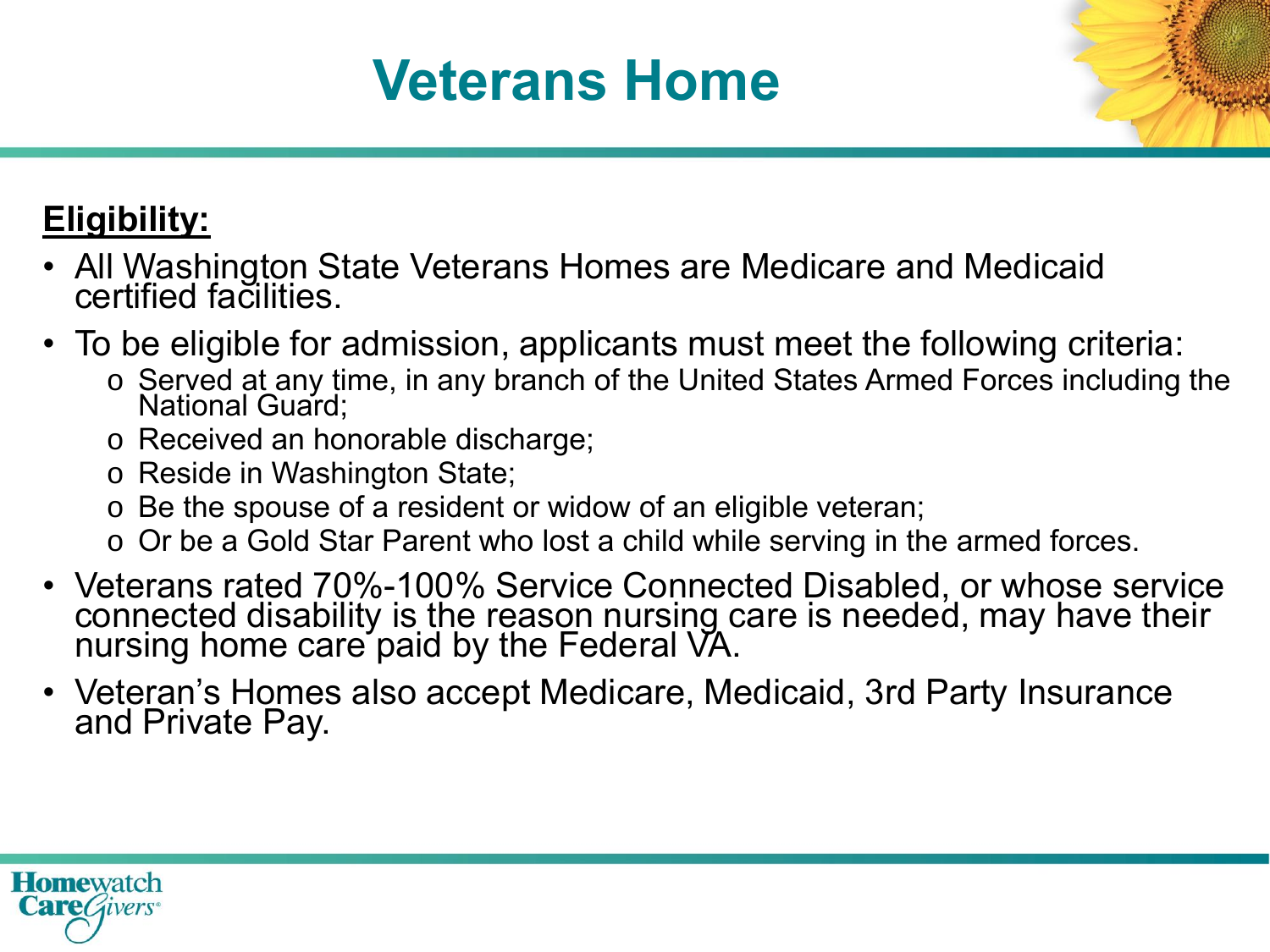# Veterans Home

**Eligibility:**

- All Washington State Veterans Homes are Medicare and Medicaid certified facilities.
- To be eligible for admission, applicants must meet the following criteria:
  - Served at any time, in any branch of the United States Armed Forces including the National Guard;
  - Received an honorable discharge;
  - Reside in Washington State;
  - Be the spouse of a resident or widow of an eligible veteran;
  - Or be a Gold Star Parent who lost a child while serving in the armed forces.
- Veterans rated 70%-100% Service Connected Disabled, or whose service connected disability is the reason nursing care is needed, may have their nursing home care paid by the Federal VA.
- Veteran's Homes also accept Medicare, Medicaid, 3rd Party Insurance and Private Pay.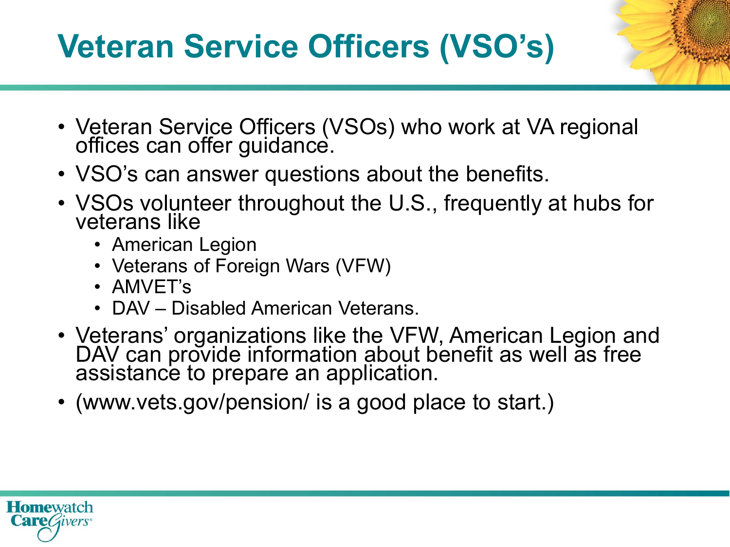# Veteran Service Officers (VSO's)

- Veteran Service Officers (VSOs) who work at VA regional offices can offer guidance.
- VSO's can answer questions about the benefits.
- VSOs volunteer throughout the U.S., frequently at hubs for veterans like
  - American Legion
  - Veterans of Foreign Wars (VFW)
  - AMVET's
  - DAV – Disabled American Veterans.
- Veterans' organizations like the VFW, American Legion and DAV can provide information about benefit as well as free assistance to prepare an application.
- (www.vets.gov/pension/ is a good place to start.)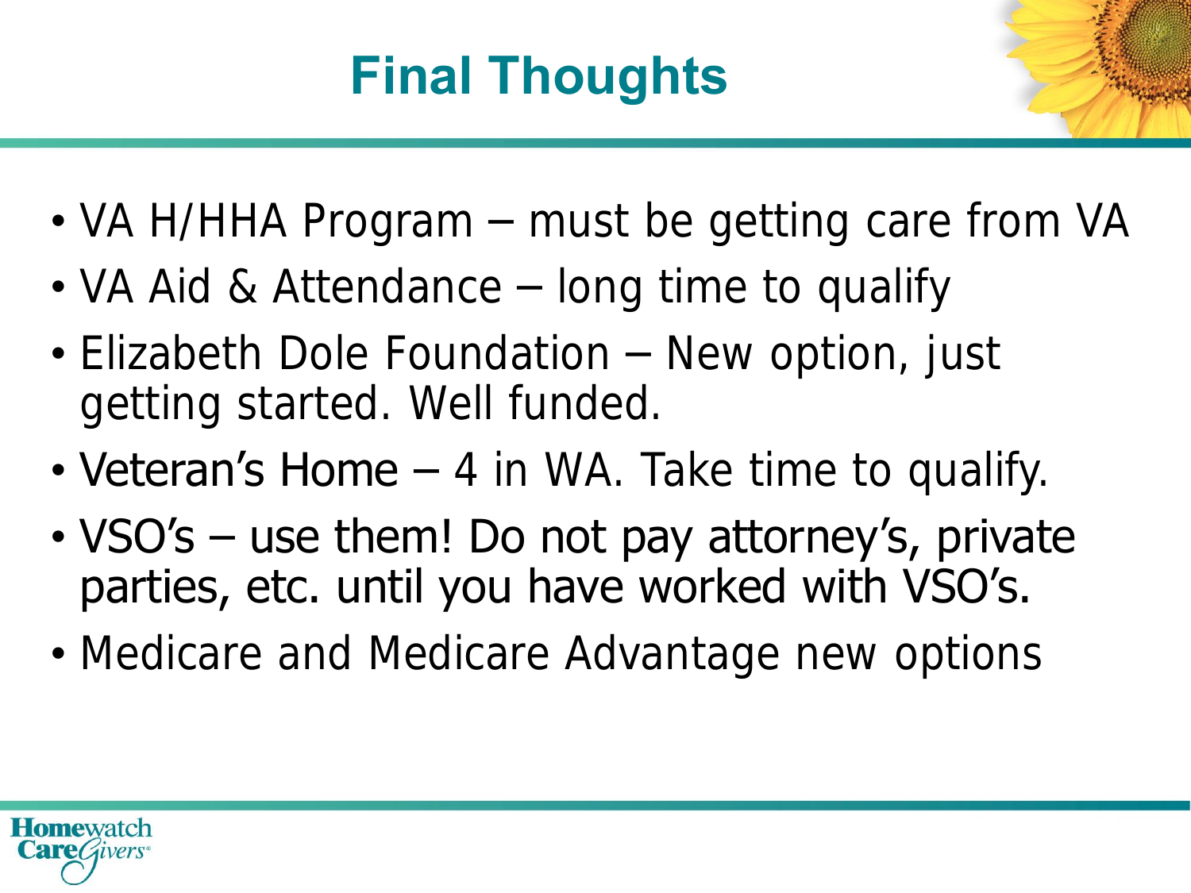# Final Thoughts

- VA H/HHA Program – must be getting care from VA
- VA Aid & Attendance – long time to qualify
- Elizabeth Dole Foundation – New option, just getting started. Well funded.
- Veteran's Home – 4 in WA. Take time to qualify.
- VSO's – use them! Do not pay attorney's, private parties, etc. until you have worked with VSO's.
- Medicare and Medicare Advantage new options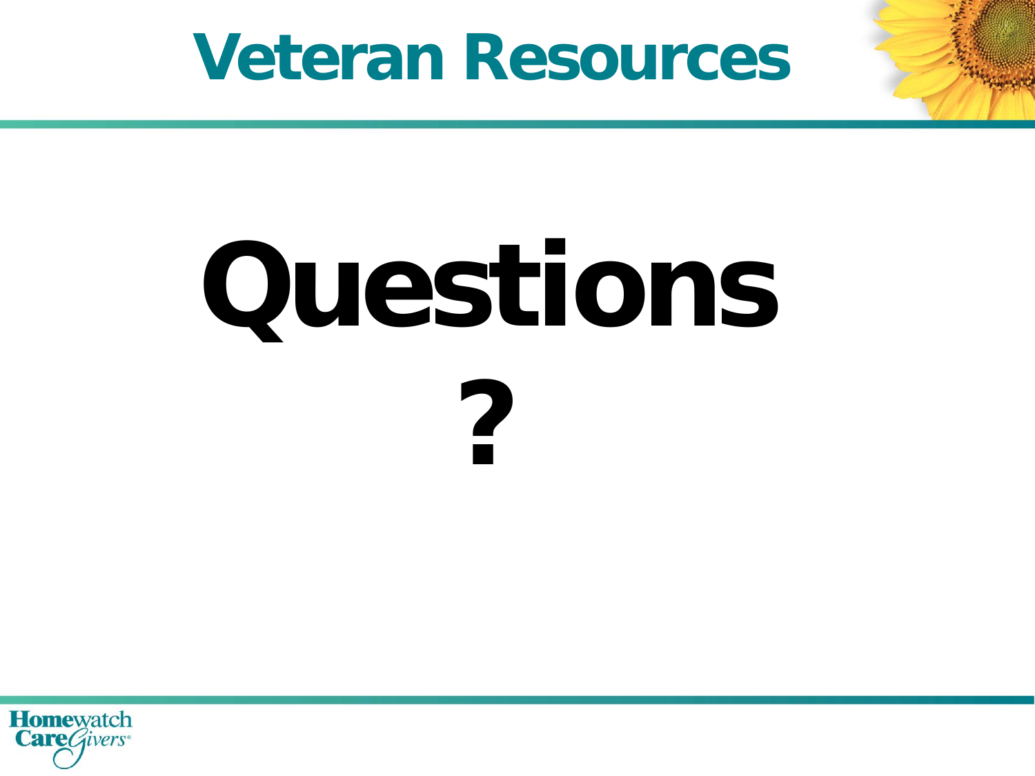# Veteran Resources

# Questions
# ?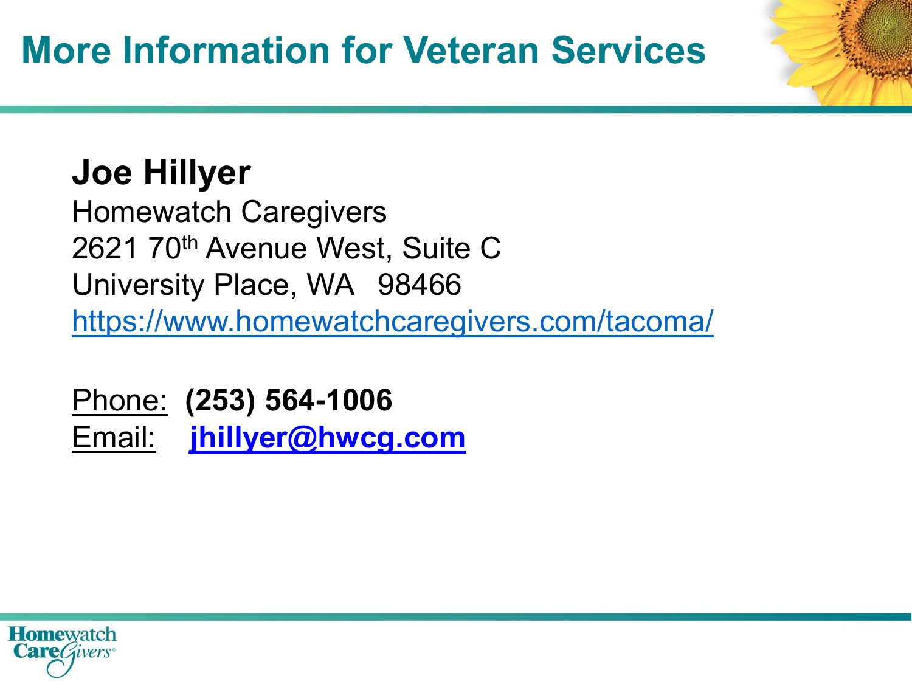# More Information for Veteran Services

**Joe Hillyer**
Homewatch Caregivers
2621 70th Avenue West, Suite C
University Place, WA 98466
https://www.homewatchcaregivers.com/tacoma/

Phone: **(253) 564-1006**
Email: **jhillyer@hwcg.com**